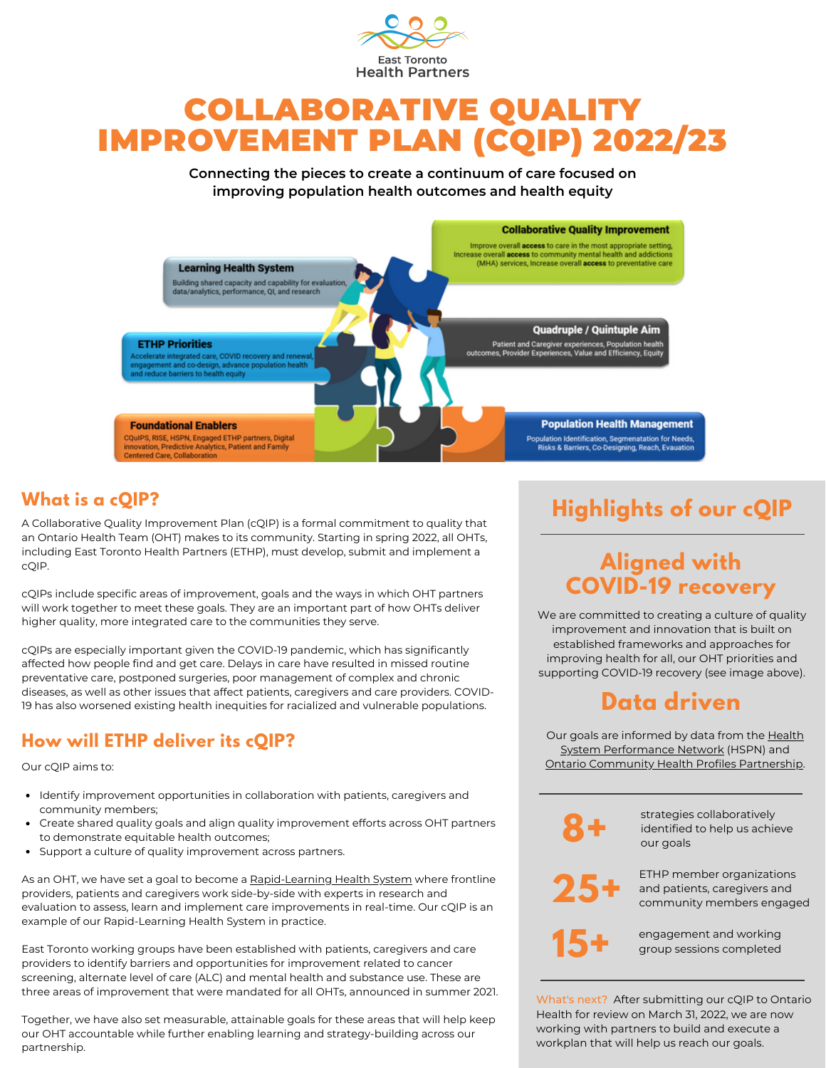East Toronto Health Partners

# COLLABORATIVE QUALITY IMPROVEMENT PLAN (CQIP) 2022/23

**Connecting the pieces to create a continuum of care focused on improving population health outcomes and health equity**

**Collaborative Quality Improvement**
Improve overall **access** to care in the most appropriate setting, Increase overall **access** to community mental health and addictions (MHA) services, Increase overall **access** to preventative care

**Learning Health System**
Building shared capacity and capability for evaluation, data/analytics, performance, QI, and research

**Quadruple / Quintuple Aim**
Patient and Caregiver experiences, Population health outcomes, Provider Experiences, Value and Efficiency, Equity

**ETHP Priorities**
Accelerate integrated care, COVID recovery and renewal, engagement and co-design, advance population health and reduce barriers to health equity

**Foundational Enablers**
CQuIPS, RISE, HSPN, Engaged ETHP partners, Digital innovation, Predictive Analytics, Patient and Family Centered Care, Collaboration

**Population Health Management**
Population Identification, Segmenatation for Needs, Risks & Barriers, Co-Designing, Reach, Evauation

## What is a cQIP?

A Collaborative Quality Improvement Plan (cQIP) is a formal commitment to quality that an Ontario Health Team (OHT) makes to its community. Starting in spring 2022, all OHTs, including East Toronto Health Partners (ETHP), must develop, submit and implement a cQIP.

cQIPs include specific areas of improvement, goals and the ways in which OHT partners will work together to meet these goals. They are an important part of how OHTs deliver higher quality, more integrated care to the communities they serve.

cQIPs are especially important given the COVID-19 pandemic, which has significantly affected how people find and get care. Delays in care have resulted in missed routine preventative care, postponed surgeries, poor management of complex and chronic diseases, as well as other issues that affect patients, caregivers and care providers. COVID-19 has also worsened existing health inequities for racialized and vulnerable populations.

## How will ETHP deliver its cQIP?

Our cQIP aims to:

- Identify improvement opportunities in collaboration with patients, caregivers and community members;
- Create shared quality goals and align quality improvement efforts across OHT partners to demonstrate equitable health outcomes;
- Support a culture of quality improvement across partners.

As an OHT, we have set a goal to become a Rapid-Learning Health System where frontline providers, patients and caregivers work side-by-side with experts in research and evaluation to assess, learn and implement care improvements in real-time. Our cQIP is an example of our Rapid-Learning Health System in practice.

East Toronto working groups have been established with patients, caregivers and care providers to identify barriers and opportunities for improvement related to cancer screening, alternate level of care (ALC) and mental health and substance use. These are three areas of improvement that were mandated for all OHTs, announced in summer 2021.

Together, we have also set measurable, attainable goals for these areas that will help keep our OHT accountable while further enabling learning and strategy-building across our partnership.

## Highlights of our cQIP

### Aligned with COVID-19 recovery

We are committed to creating a culture of quality improvement and innovation that is built on established frameworks and approaches for improving health for all, our OHT priorities and supporting COVID-19 recovery (see image above).

### Data driven

Our goals are informed by data from the Health System Performance Network (HSPN) and Ontario Community Health Profiles Partnership.

**8+** strategies collaboratively identified to help us achieve our goals

**25+** ETHP member organizations and patients, caregivers and community members engaged

**15+** engagement and working group sessions completed

What's next? After submitting our cQIP to Ontario Health for review on March 31, 2022, we are now working with partners to build and execute a workplan that will help us reach our goals.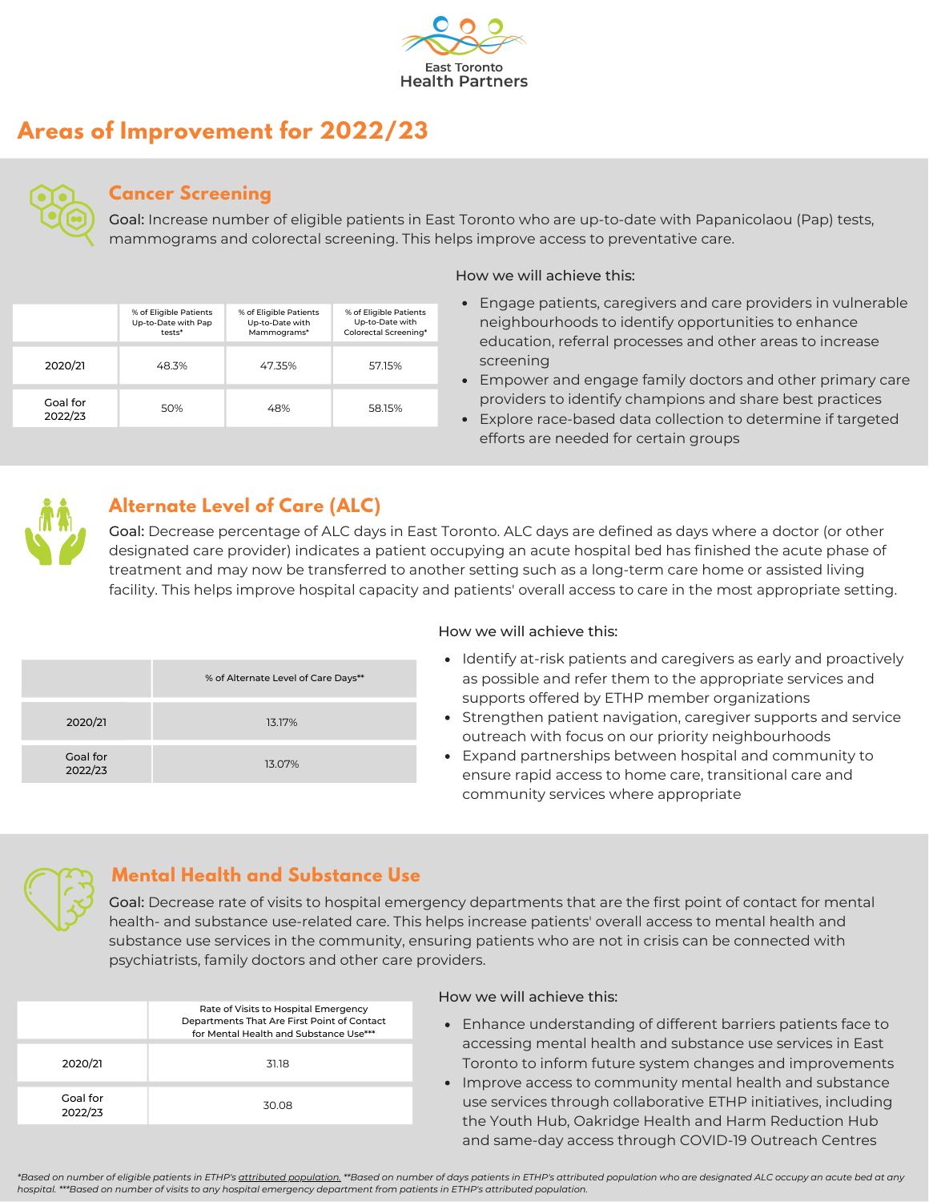East Toronto Health Partners

# Areas of Improvement for 2022/23

## Cancer Screening

**Goal:** Increase number of eligible patients in East Toronto who are up-to-date with Papanicolaou (Pap) tests, mammograms and colorectal screening. This helps improve access to preventative care.

| | % of Eligible Patients Up-to-Date with Pap tests* | % of Eligible Patients Up-to-Date with Mammograms* | % of Eligible Patients Up-to-Date with Colorectal Screening* |
|---|---|---|---|
| 2020/21 | 48.3% | 47.35% | 57.15% |
| Goal for 2022/23 | 50% | 48% | 58.15% |

How we will achieve this:

- Engage patients, caregivers and care providers in vulnerable neighbourhoods to identify opportunities to enhance education, referral processes and other areas to increase screening
- Empower and engage family doctors and other primary care providers to identify champions and share best practices
- Explore race-based data collection to determine if targeted efforts are needed for certain groups

## Alternate Level of Care (ALC)

**Goal:** Decrease percentage of ALC days in East Toronto. ALC days are defined as days where a doctor (or other designated care provider) indicates a patient occupying an acute hospital bed has finished the acute phase of treatment and may now be transferred to another setting such as a long-term care home or assisted living facility. This helps improve hospital capacity and patients' overall access to care in the most appropriate setting.

| | % of Alternate Level of Care Days** |
|---|---|
| 2020/21 | 13.17% |
| Goal for 2022/23 | 13.07% |

How we will achieve this:

- Identify at-risk patients and caregivers as early and proactively as possible and refer them to the appropriate services and supports offered by ETHP member organizations
- Strengthen patient navigation, caregiver supports and service outreach with focus on our priority neighbourhoods
- Expand partnerships between hospital and community to ensure rapid access to home care, transitional care and community services where appropriate

## Mental Health and Substance Use

**Goal:** Decrease rate of visits to hospital emergency departments that are the first point of contact for mental health- and substance use-related care. This helps increase patients' overall access to mental health and substance use services in the community, ensuring patients who are not in crisis can be connected with psychiatrists, family doctors and other care providers.

| | Rate of Visits to Hospital Emergency Departments That Are First Point of Contact for Mental Health and Substance Use*** |
|---|---|
| 2020/21 | 31.18 |
| Goal for 2022/23 | 30.08 |

How we will achieve this:

- Enhance understanding of different barriers patients face to accessing mental health and substance use services in East Toronto to inform future system changes and improvements
- Improve access to community mental health and substance use services through collaborative ETHP initiatives, including the Youth Hub, Oakridge Health and Harm Reduction Hub and same-day access through COVID-19 Outreach Centres

*Based on number of eligible patients in ETHP's attributed population. **Based on number of days patients in ETHP's attributed population who are designated ALC occupy an acute bed at any hospital. ***Based on number of visits to any hospital emergency department from patients in ETHP's attributed population.